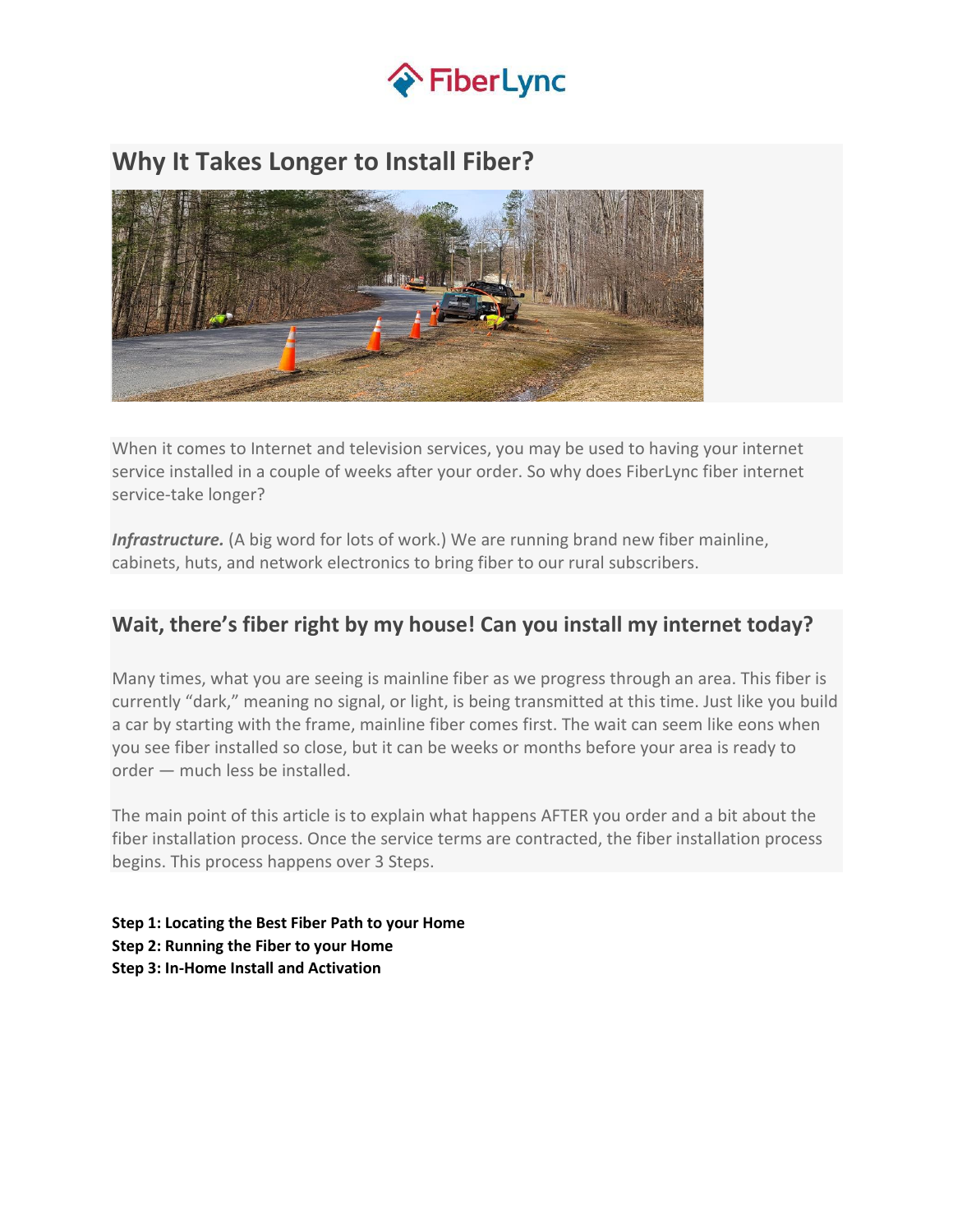FiberLync

## Why It Takes Longer to Install Fiber?

When it comes to Internet and television services, you may be used to having your internet service installed in a couple of weeks after your order. So why does FiberLync fiber internet service-take longer?

***Infrastructure.*** (A big word for lots of work.) We are running brand new fiber mainline, cabinets, huts, and network electronics to bring fiber to our rural subscribers.

## Wait, there's fiber right by my house! Can you install my internet today?

Many times, what you are seeing is mainline fiber as we progress through an area. This fiber is currently "dark," meaning no signal, or light, is being transmitted at this time. Just like you build a car by starting with the frame, mainline fiber comes first. The wait can seem like eons when you see fiber installed so close, but it can be weeks or months before your area is ready to order — much less be installed.

The main point of this article is to explain what happens AFTER you order and a bit about the fiber installation process. Once the service terms are contracted, the fiber installation process begins. This process happens over 3 Steps.

**Step 1: Locating the Best Fiber Path to your Home**
**Step 2: Running the Fiber to your Home**
**Step 3: In-Home Install and Activation**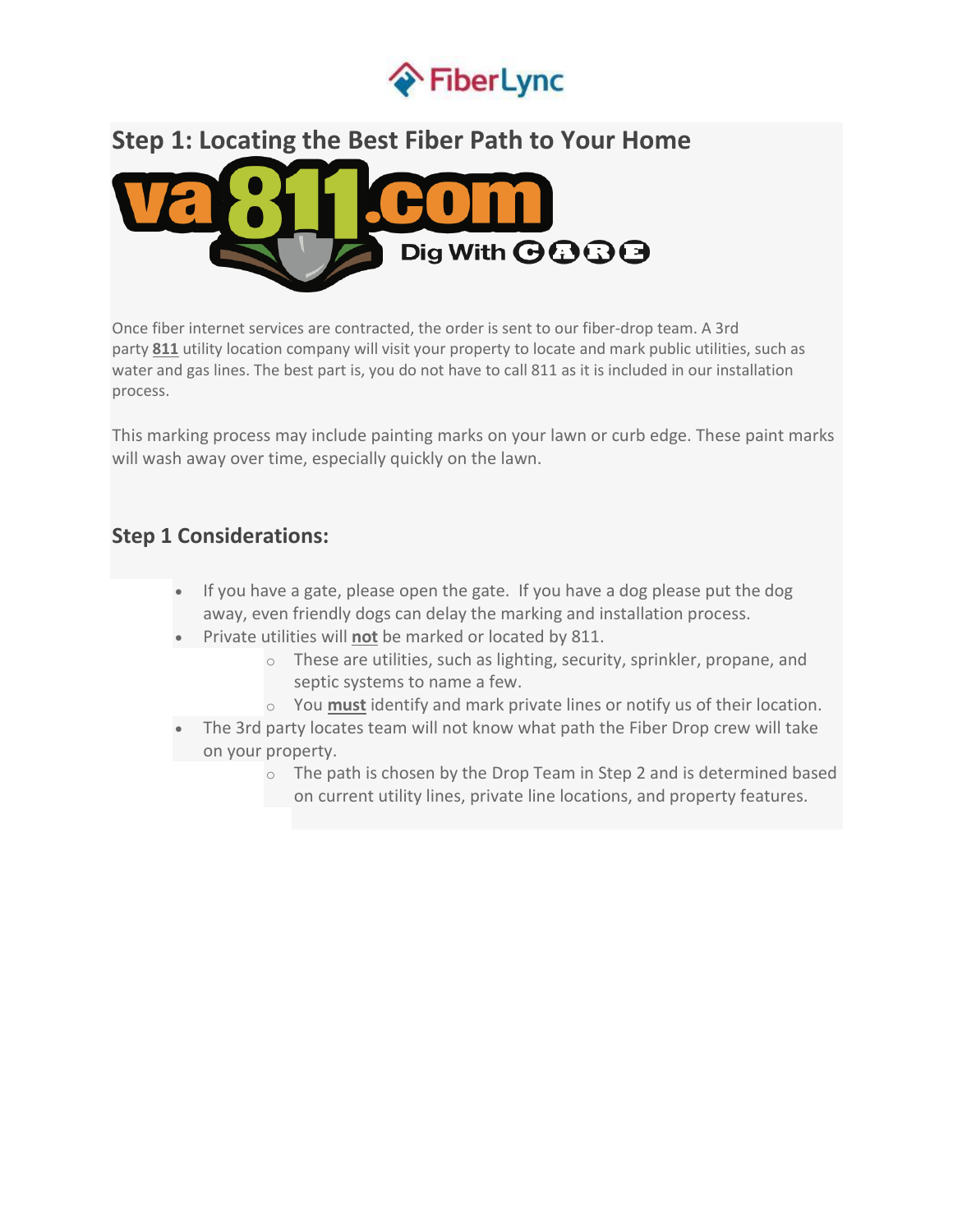## Step 1: Locating the Best Fiber Path to Your Home

Once fiber internet services are contracted, the order is sent to our fiber-drop team. A 3rd party **811** utility location company will visit your property to locate and mark public utilities, such as water and gas lines. The best part is, you do not have to call 811 as it is included in our installation process.

This marking process may include painting marks on your lawn or curb edge. These paint marks will wash away over time, especially quickly on the lawn.

### Step 1 Considerations:

- If you have a gate, please open the gate. If you have a dog please put the dog away, even friendly dogs can delay the marking and installation process.
- Private utilities will **not** be marked or located by 811.
  - These are utilities, such as lighting, security, sprinkler, propane, and septic systems to name a few.
  - You **must** identify and mark private lines or notify us of their location.
- The 3rd party locates team will not know what path the Fiber Drop crew will take on your property.
  - The path is chosen by the Drop Team in Step 2 and is determined based on current utility lines, private line locations, and property features.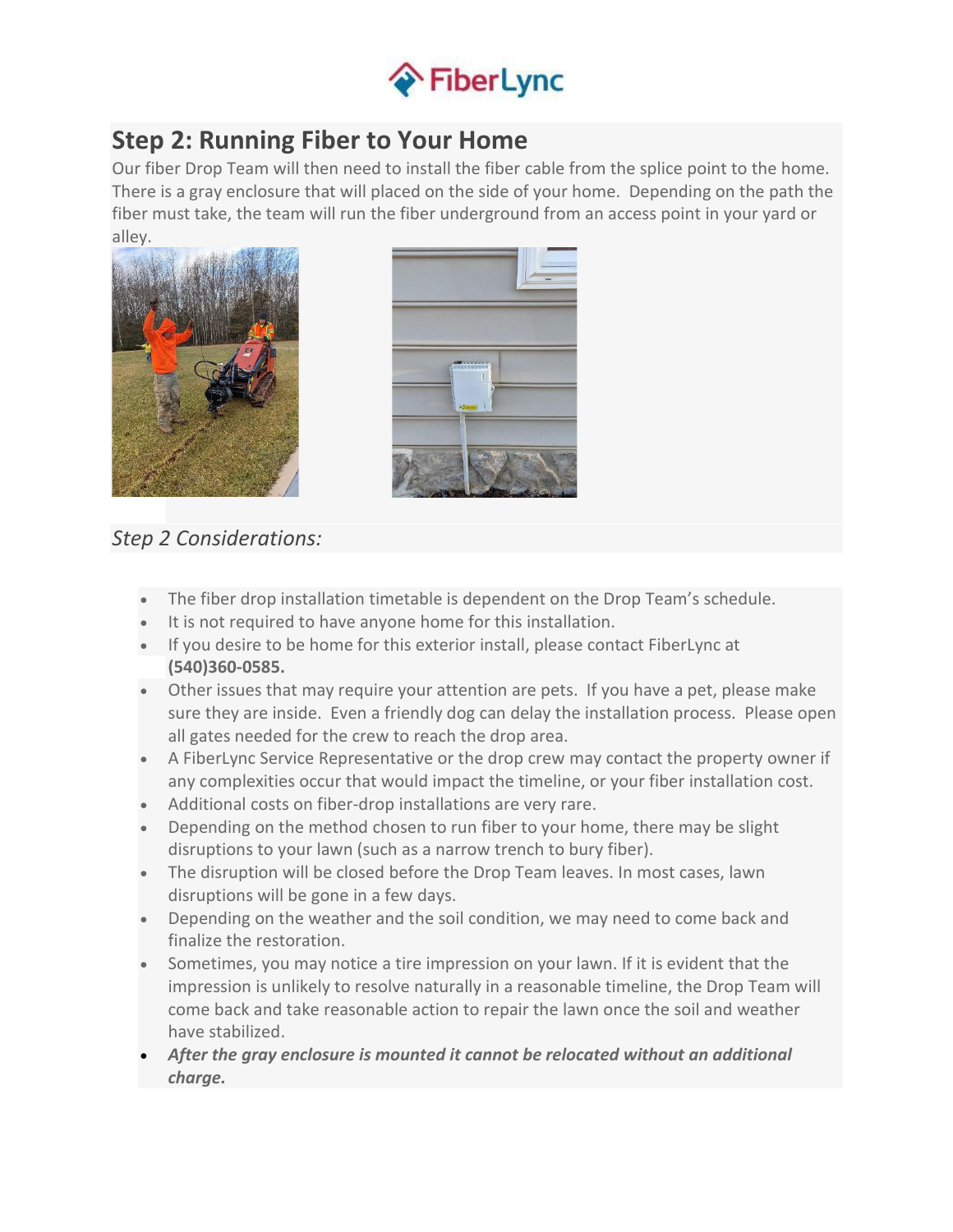## Step 2: Running Fiber to Your Home

Our fiber Drop Team will then need to install the fiber cable from the splice point to the home. There is a gray enclosure that will placed on the side of your home. Depending on the path the fiber must take, the team will run the fiber underground from an access point in your yard or alley.

### *Step 2 Considerations:*

- The fiber drop installation timetable is dependent on the Drop Team's schedule.
- It is not required to have anyone home for this installation.
- If you desire to be home for this exterior install, please contact FiberLync at **(540)360-0585.**
- Other issues that may require your attention are pets. If you have a pet, please make sure they are inside. Even a friendly dog can delay the installation process. Please open all gates needed for the crew to reach the drop area.
- A FiberLync Service Representative or the drop crew may contact the property owner if any complexities occur that would impact the timeline, or your fiber installation cost.
- Additional costs on fiber-drop installations are very rare.
- Depending on the method chosen to run fiber to your home, there may be slight disruptions to your lawn (such as a narrow trench to bury fiber).
- The disruption will be closed before the Drop Team leaves. In most cases, lawn disruptions will be gone in a few days.
- Depending on the weather and the soil condition, we may need to come back and finalize the restoration.
- Sometimes, you may notice a tire impression on your lawn. If it is evident that the impression is unlikely to resolve naturally in a reasonable timeline, the Drop Team will come back and take reasonable action to repair the lawn once the soil and weather have stabilized.
- ***After the gray enclosure is mounted it cannot be relocated without an additional charge.***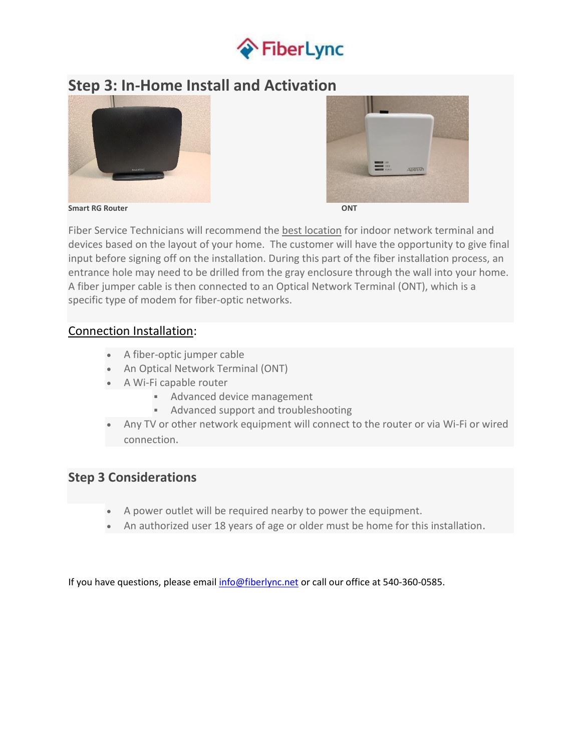FiberLync

## Step 3: In-Home Install and Activation

**Smart RG Router**

**ONT**

Fiber Service Technicians will recommend the best location for indoor network terminal and devices based on the layout of your home. The customer will have the opportunity to give final input before signing off on the installation. During this part of the fiber installation process, an entrance hole may need to be drilled from the gray enclosure through the wall into your home. A fiber jumper cable is then connected to an Optical Network Terminal (ONT), which is a specific type of modem for fiber-optic networks.

### Connection Installation:

- A fiber-optic jumper cable
- An Optical Network Terminal (ONT)
- A Wi-Fi capable router
  - Advanced device management
  - Advanced support and troubleshooting
- Any TV or other network equipment will connect to the router or via Wi-Fi or wired connection.

## Step 3 Considerations

- A power outlet will be required nearby to power the equipment.
- An authorized user 18 years of age or older must be home for this installation.

If you have questions, please email info@fiberlync.net or call our office at 540-360-0585.